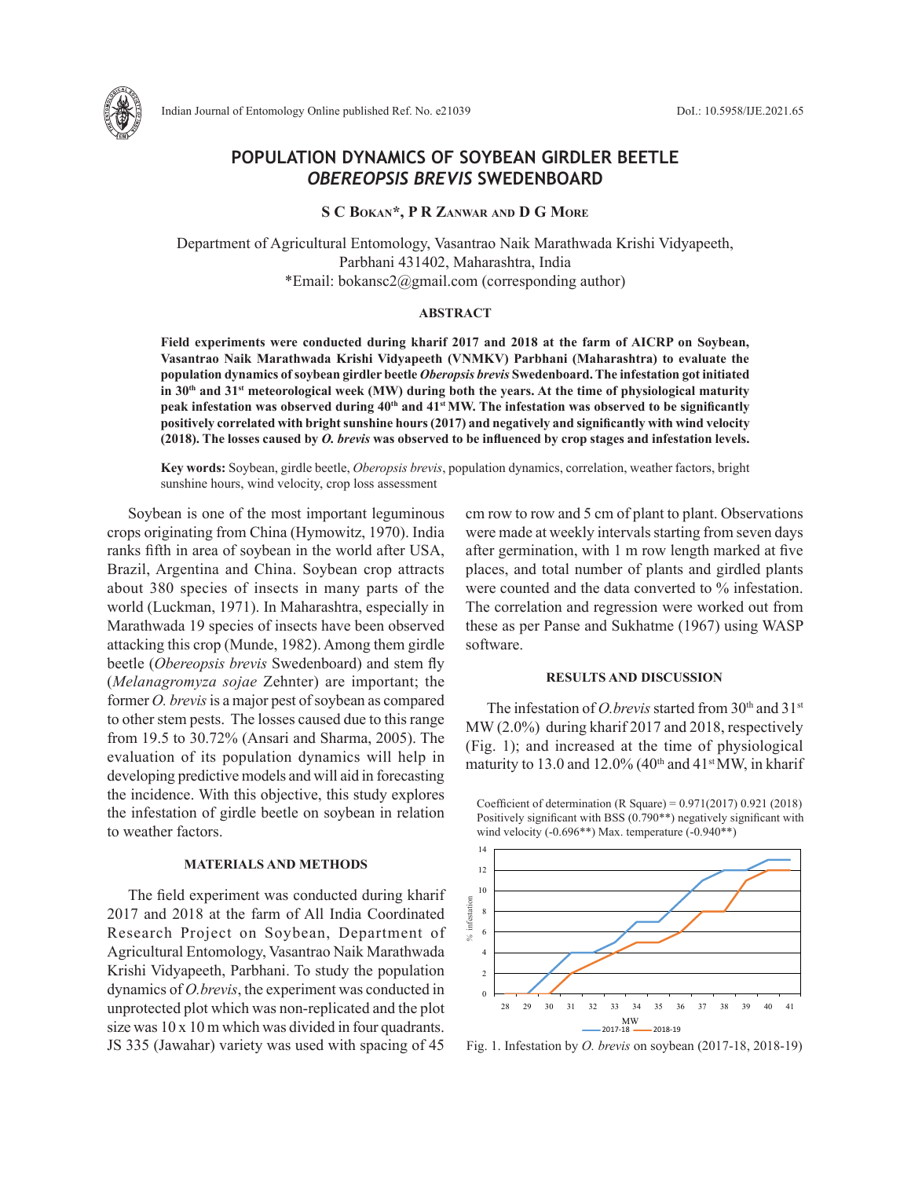# POPULATION DYNAMICS OF SOYBEAN GIRDLER BEETLE *OBEREOPSIS BREVIS* SWEDENBOARD

**S C Bokan\*, P R Zanwar and D G More**

Department of Agricultural Entomology, Vasantrao Naik Marathwada Krishi Vidyapeeth, Parbhani 431402, Maharashtra, India
\*Email: bokansc2@gmail.com (corresponding author)

## ABSTRACT

**Field experiments were conducted during kharif 2017 and 2018 at the farm of AICRP on Soybean, Vasantrao Naik Marathwada Krishi Vidyapeeth (VNMKV) Parbhani (Maharashtra) to evaluate the population dynamics of soybean girdler beetle *Oberopsis brevis* Swedenboard. The infestation got initiated in 30th and 31st meteorological week (MW) during both the years. At the time of physiological maturity peak infestation was observed during 40th and 41st MW. The infestation was observed to be significantly positively correlated with bright sunshine hours (2017) and negatively and significantly with wind velocity (2018). The losses caused by *O. brevis* was observed to be influenced by crop stages and infestation levels.**

**Key words:** Soybean, girdle beetle, *Oberopsis brevis*, population dynamics, correlation, weather factors, bright sunshine hours, wind velocity, crop loss assessment

Soybean is one of the most important leguminous crops originating from China (Hymowitz, 1970). India ranks fifth in area of soybean in the world after USA, Brazil, Argentina and China. Soybean crop attracts about 380 species of insects in many parts of the world (Luckman, 1971). In Maharashtra, especially in Marathwada 19 species of insects have been observed attacking this crop (Munde, 1982). Among them girdle beetle (*Obereopsis brevis* Swedenboard) and stem fly (*Melanagromyza sojae* Zehnter) are important; the former *O. brevis* is a major pest of soybean as compared to other stem pests. The losses caused due to this range from 19.5 to 30.72% (Ansari and Sharma, 2005). The evaluation of its population dynamics will help in developing predictive models and will aid in forecasting the incidence. With this objective, this study explores the infestation of girdle beetle on soybean in relation to weather factors.

## MATERIALS AND METHODS

The field experiment was conducted during kharif 2017 and 2018 at the farm of All India Coordinated Research Project on Soybean, Department of Agricultural Entomology, Vasantrao Naik Marathwada Krishi Vidyapeeth, Parbhani. To study the population dynamics of *O.brevis*, the experiment was conducted in unprotected plot which was non-replicated and the plot size was 10 x 10 m which was divided in four quadrants. JS 335 (Jawahar) variety was used with spacing of 45 cm row to row and 5 cm of plant to plant. Observations were made at weekly intervals starting from seven days after germination, with 1 m row length marked at five places, and total number of plants and girdled plants were counted and the data converted to % infestation. The correlation and regression were worked out from these as per Panse and Sukhatme (1967) using WASP software.

## RESULTS AND DISCUSSION

The infestation of *O.brevis* started from 30th and 31st MW (2.0%) during kharif 2017 and 2018, respectively (Fig. 1); and increased at the time of physiological maturity to 13.0 and 12.0% (40th and 41st MW, in kharif

Coefficient of determination (R Square) = 0.971(2017) 0.921 (2018)
Positively significant with BSS (0.790\*\*) negatively significant with wind velocity (-0.696\*\*) Max. temperature (-0.940\*\*)

Fig. 1. Infestation by *O. brevis* on soybean (2017-18, 2018-19)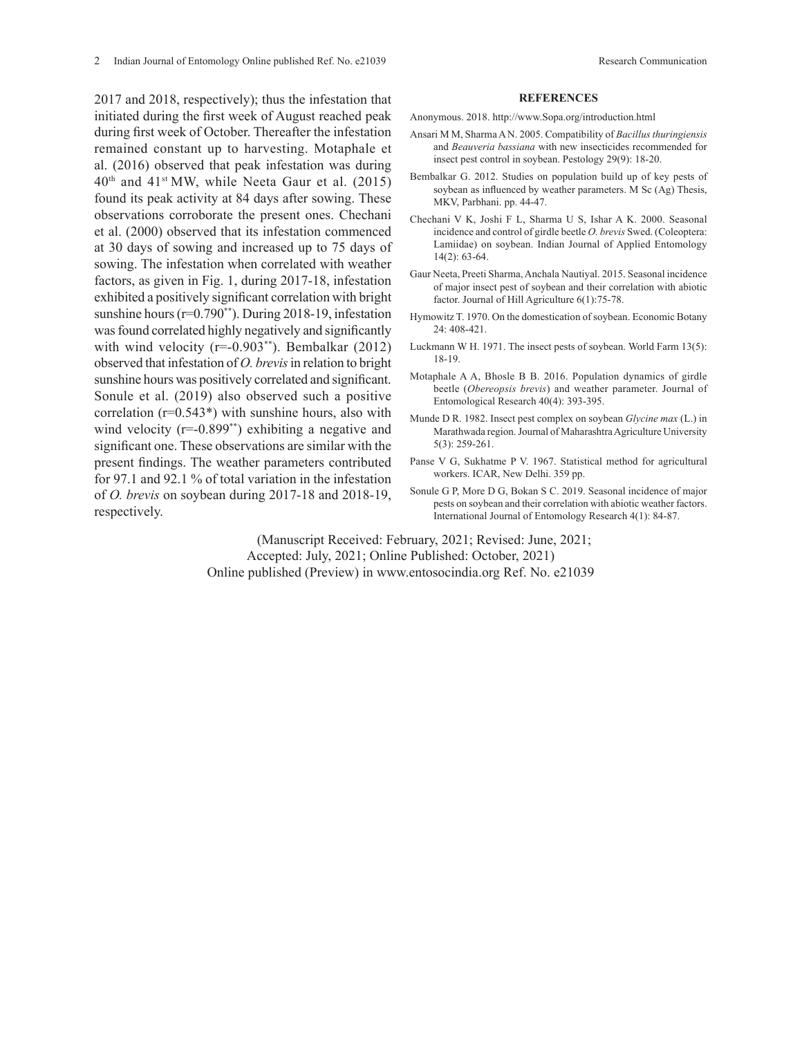2017 and 2018, respectively); thus the infestation that initiated during the first week of August reached peak during first week of October. Thereafter the infestation remained constant up to harvesting. Motaphale et al. (2016) observed that peak infestation was during $40^{th}$ and $41^{st}$ MW, while Neeta Gaur et al. (2015) found its peak activity at 84 days after sowing. These observations corroborate the present ones. Chechani et al. (2000) observed that its infestation commenced at 30 days of sowing and increased up to 75 days of sowing. The infestation when correlated with weather factors, as given in Fig. 1, during 2017-18, infestation exhibited a positively significant correlation with bright sunshine hours ($r=0.790^{**}$). During 2018-19, infestation was found correlated highly negatively and significantly with wind velocity ($r=-0.903^{**}$). Bembalkar (2012) observed that infestation of *O. brevis* in relation to bright sunshine hours was positively correlated and significant. Sonule et al. (2019) also observed such a positive correlation ($r=0.543^{*}$) with sunshine hours, also with wind velocity ($r=-0.899^{**}$) exhibiting a negative and significant one. These observations are similar with the present findings. The weather parameters contributed for 97.1 and 92.1 % of total variation in the infestation of *O. brevis* on soybean during 2017-18 and 2018-19, respectively.

## REFERENCES

Anonymous. 2018. http://www.Sopa.org/introduction.html

Ansari M M, Sharma A N. 2005. Compatibility of *Bacillus thuringiensis* and *Beauveria bassiana* with new insecticides recommended for insect pest control in soybean. Pestology 29(9): 18-20.

Bembalkar G. 2012. Studies on population build up of key pests of soybean as influenced by weather parameters. M Sc (Ag) Thesis, MKV, Parbhani. pp. 44-47.

Chechani V K, Joshi F L, Sharma U S, Ishar A K. 2000. Seasonal incidence and control of girdle beetle *O. brevis* Swed. (Coleoptera: Lamiidae) on soybean. Indian Journal of Applied Entomology 14(2): 63-64.

Gaur Neeta, Preeti Sharma, Anchala Nautiyal. 2015. Seasonal incidence of major insect pest of soybean and their correlation with abiotic factor. Journal of Hill Agriculture 6(1):75-78.

Hymowitz T. 1970. On the domestication of soybean. Economic Botany 24: 408-421.

Luckmann W H. 1971. The insect pests of soybean. World Farm 13(5): 18-19.

Motaphale A A, Bhosle B B. 2016. Population dynamics of girdle beetle (*Obereopsis brevis*) and weather parameter. Journal of Entomological Research 40(4): 393-395.

Munde D R. 1982. Insect pest complex on soybean *Glycine max* (L.) in Marathwada region. Journal of Maharashtra Agriculture University 5(3): 259-261.

Panse V G, Sukhatme P V. 1967. Statistical method for agricultural workers. ICAR, New Delhi. 359 pp.

Sonule G P, More D G, Bokan S C. 2019. Seasonal incidence of major pests on soybean and their correlation with abiotic weather factors. International Journal of Entomology Research 4(1): 84-87.

(Manuscript Received: February, 2021; Revised: June, 2021; Accepted: July, 2021; Online Published: October, 2021)
Online published (Preview) in www.entosocindia.org Ref. No. e21039